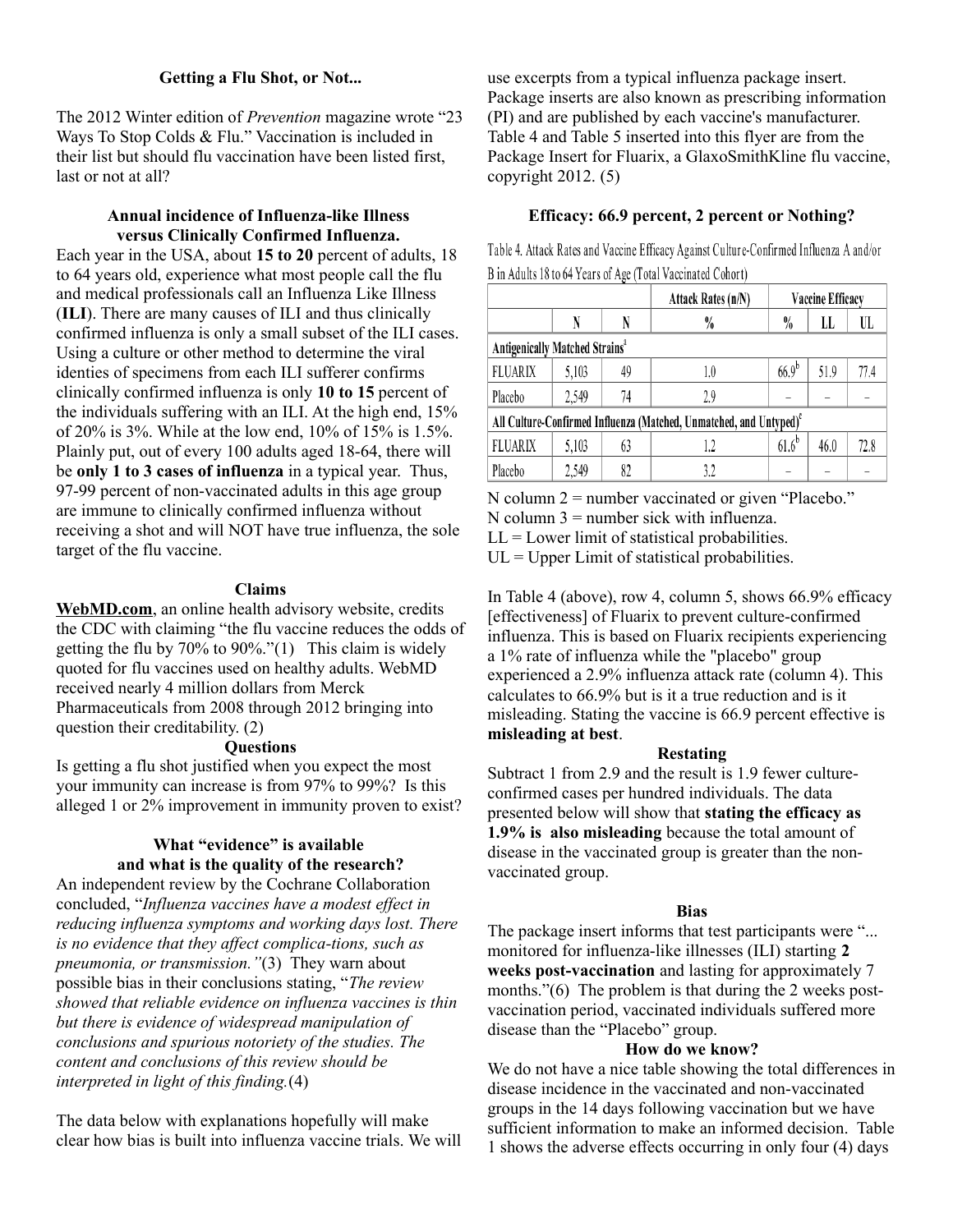### Getting a Flu Shot, or Not...

The 2012 Winter edition of *Prevention* magazine wrote "23 Ways To Stop Colds & Flu." Vaccination is included in their list but should flu vaccination have been listed first, last or not at all?

### Annual incidence of Influenza-like Illness versus Clinically Confirmed Influenza.

Each year in the USA, about **15 to 20** percent of adults, 18 to 64 years old, experience what most people call the flu and medical professionals call an Influenza Like Illness (**ILI**). There are many causes of ILI and thus clinically confirmed influenza is only a small subset of the ILI cases. Using a culture or other method to determine the viral identies of specimens from each ILI sufferer confirms clinically confirmed influenza is only **10 to 15** percent of the individuals suffering with an ILI. At the high end, 15% of 20% is 3%. While at the low end, 10% of 15% is 1.5%. Plainly put, out of every 100 adults aged 18-64, there will be **only 1 to 3 cases of influenza** in a typical year. Thus, 97-99 percent of non-vaccinated adults in this age group are immune to clinically confirmed influenza without receiving a shot and will NOT have true influenza, the sole target of the flu vaccine.

### Claims

**WebMD.com**, an online health advisory website, credits the CDC with claiming "the flu vaccine reduces the odds of getting the flu by 70% to 90%."(1) This claim is widely quoted for flu vaccines used on healthy adults. WebMD received nearly 4 million dollars from Merck Pharmaceuticals from 2008 through 2012 bringing into question their creditability. (2)

### Questions

Is getting a flu shot justified when you expect the most your immunity can increase is from 97% to 99%? Is this alleged 1 or 2% improvement in immunity proven to exist?

### What "evidence" is available and what is the quality of the research?

An independent review by the Cochrane Collaboration concluded, "*Influenza vaccines have a modest effect in reducing influenza symptoms and working days lost. There is no evidence that they affect complica-tions, such as pneumonia, or transmission."*(3) They warn about possible bias in their conclusions stating, "*The review showed that reliable evidence on influenza vaccines is thin but there is evidence of widespread manipulation of conclusions and spurious notoriety of the studies. The content and conclusions of this review should be interpreted in light of this finding.*(4)

The data below with explanations hopefully will make clear how bias is built into influenza vaccine trials. We will use excerpts from a typical influenza package insert. Package inserts are also known as prescribing information (PI) and are published by each vaccine's manufacturer. Table 4 and Table 5 inserted into this flyer are from the Package Insert for Fluarix, a GlaxoSmithKline flu vaccine, copyright 2012. (5)

### Efficacy: 66.9 percent, 2 percent or Nothing?

Table 4. Attack Rates and Vaccine Efficacy Against Culture-Confirmed Influenza A and/or B in Adults 18 to 64 Years of Age (Total Vaccinated Cohort)

| | | | Attack Rates (n/N) | Vaccine Efficacy | | |
|---|---|---|---|---|---|---|
| | N | N | % | % | LL | UL |
| **Antigenically Matched Strains[a]** | | | | | | |
| FLUARIX | 5,103 | 49 | 1.0 | 66.9[b] | 51.9 | 77.4 |
| Placebo | 2,549 | 74 | 2.9 | – | – | – |
| **All Culture-Confirmed Influenza (Matched, Unmatched, and Untyped)[c]** | | | | | | |
| FLUARIX | 5,103 | 63 | 1.2 | 61.6[b] | 46.0 | 72.8 |
| Placebo | 2,549 | 82 | 3.2 | – | – | – |

N column 2 = number vaccinated or given "Placebo."
N column 3 = number sick with influenza.
LL = Lower limit of statistical probabilities.
UL = Upper Limit of statistical probabilities.

In Table 4 (above), row 4, column 5, shows 66.9% efficacy [effectiveness] of Fluarix to prevent culture-confirmed influenza. This is based on Fluarix recipients experiencing a 1% rate of influenza while the "placebo" group experienced a 2.9% influenza attack rate (column 4). This calculates to 66.9% but is it a true reduction and is it misleading. Stating the vaccine is 66.9 percent effective is **misleading at best**.

### Restating

Subtract 1 from 2.9 and the result is 1.9 fewer culture-confirmed cases per hundred individuals. The data presented below will show that **stating the efficacy as 1.9% is also misleading** because the total amount of disease in the vaccinated group is greater than the non-vaccinated group.

### Bias

The package insert informs that test participants were "... monitored for influenza-like illnesses (ILI) starting **2 weeks post-vaccination** and lasting for approximately 7 months."(6) The problem is that during the 2 weeks post-vaccination period, vaccinated individuals suffered more disease than the "Placebo" group.

### How do we know?

We do not have a nice table showing the total differences in disease incidence in the vaccinated and non-vaccinated groups in the 14 days following vaccination but we have sufficient information to make an informed decision. Table 1 shows the adverse effects occurring in only four (4) days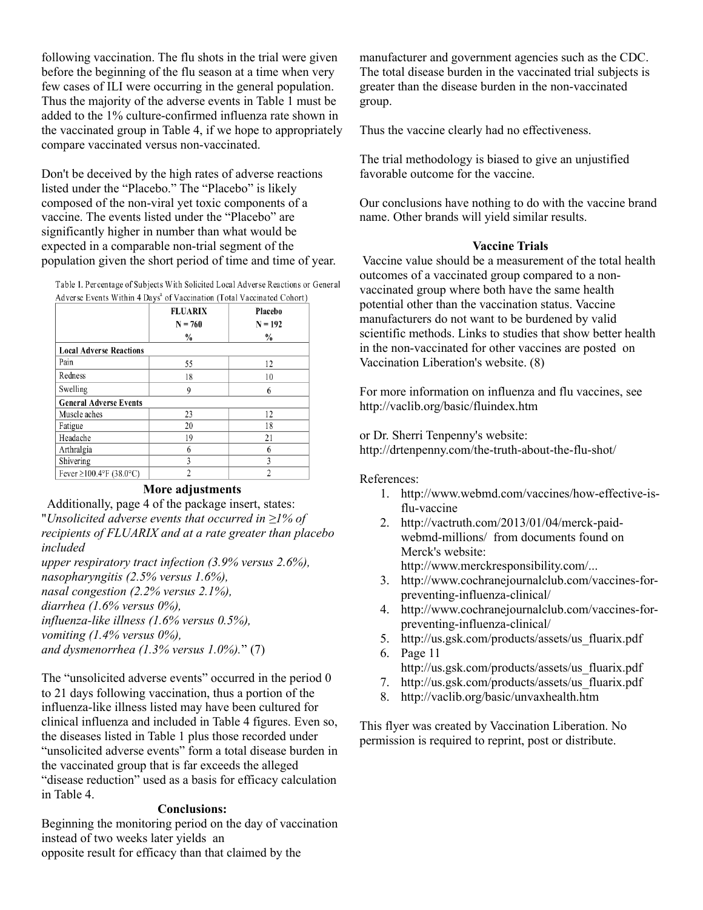following vaccination. The flu shots in the trial were given before the beginning of the flu season at a time when very few cases of ILI were occurring in the general population. Thus the majority of the adverse events in Table 1 must be added to the 1% culture-confirmed influenza rate shown in the vaccinated group in Table 4, if we hope to appropriately compare vaccinated versus non-vaccinated.

Don't be deceived by the high rates of adverse reactions listed under the "Placebo." The "Placebo" is likely composed of the non-viral yet toxic components of a vaccine. The events listed under the "Placebo" are significantly higher in number than what would be expected in a comparable non-trial segment of the population given the short period of time and time of year.

Table 1. Percentage of Subjects With Solicited Local Adverse Reactions or General Adverse Events Within 4 Days[a] of Vaccination (Total Vaccinated Cohort)

| | FLUARIX N = 760 % | Placebo N = 192 % |
|---|---|---|
| **Local Adverse Reactions** | | |
| Pain | 55 | 12 |
| Redness | 18 | 10 |
| Swelling | 9 | 6 |
| **General Adverse Events** | | |
| Muscle aches | 23 | 12 |
| Fatigue | 20 | 18 |
| Headache | 19 | 21 |
| Arthralgia | 6 | 6 |
| Shivering | 3 | 3 |
| Fever ≥100.4°F (38.0°C) | 2 | 2 |

### More adjustments

Additionally, page 4 of the package insert, states: "*Unsolicited adverse events that occurred in ≥1% of recipients of FLUARIX and at a rate greater than placebo included*
*upper respiratory tract infection (3.9% versus 2.6%),*
*nasopharyngitis (2.5% versus 1.6%),*
*nasal congestion (2.2% versus 2.1%),*
*diarrhea (1.6% versus 0%),*
*influenza-like illness (1.6% versus 0.5%),*
*vomiting (1.4% versus 0%),*
*and dysmenorrhea (1.3% versus 1.0%).*" (7)

The "unsolicited adverse events" occurred in the period 0 to 21 days following vaccination, thus a portion of the influenza-like illness listed may have been cultured for clinical influenza and included in Table 4 figures. Even so, the diseases listed in Table 1 plus those recorded under "unsolicited adverse events" form a total disease burden in the vaccinated group that is far exceeds the alleged "disease reduction" used as a basis for efficacy calculation in Table 4.

### Conclusions:

Beginning the monitoring period on the day of vaccination instead of two weeks later yields an opposite result for efficacy than that claimed by the manufacturer and government agencies such as the CDC. The total disease burden in the vaccinated trial subjects is greater than the disease burden in the non-vaccinated group.

Thus the vaccine clearly had no effectiveness.

The trial methodology is biased to give an unjustified favorable outcome for the vaccine.

Our conclusions have nothing to do with the vaccine brand name. Other brands will yield similar results.

### Vaccine Trials

Vaccine value should be a measurement of the total health outcomes of a vaccinated group compared to a non-vaccinated group where both have the same health potential other than the vaccination status. Vaccine manufacturers do not want to be burdened by valid scientific methods. Links to studies that show better health in the non-vaccinated for other vaccines are posted on Vaccination Liberation's website. (8)

For more information on influenza and flu vaccines, see http://vaclib.org/basic/fluindex.htm

or Dr. Sherri Tenpenny's website:
http://drtenpenny.com/the-truth-about-the-flu-shot/

References:

1. http://www.webmd.com/vaccines/how-effective-is-flu-vaccine
2. http://vactruth.com/2013/01/04/merck-paid-webmd-millions/ from documents found on Merck's website: http://www.merckresponsibility.com/...
3. http://www.cochranejournalclub.com/vaccines-for-preventing-influenza-clinical/
4. http://www.cochranejournalclub.com/vaccines-for-preventing-influenza-clinical/
5. http://us.gsk.com/products/assets/us_fluarix.pdf
6. Page 11 http://us.gsk.com/products/assets/us_fluarix.pdf
7. http://us.gsk.com/products/assets/us_fluarix.pdf
8. http://vaclib.org/basic/unvaxhealth.htm

This flyer was created by Vaccination Liberation. No permission is required to reprint, post or distribute.